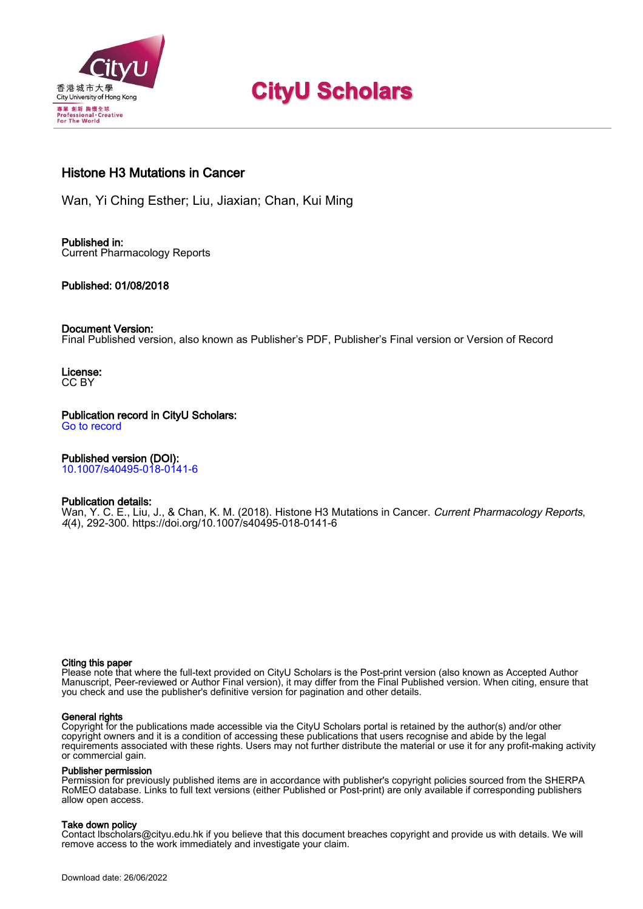香港城市大學
City University of Hong Kong
專業 創新 胸懷全球
Professional · Creative
For The World

# CityU Scholars

## Histone H3 Mutations in Cancer

Wan, Yi Ching Esther; Liu, Jiaxian; Chan, Kui Ming

**Published in:**
Current Pharmacology Reports

**Published: 01/08/2018**

**Document Version:**
Final Published version, also known as Publisher's PDF, Publisher's Final version or Version of Record

**License:**
CC BY

**Publication record in CityU Scholars:**
Go to record

**Published version (DOI):**
10.1007/s40495-018-0141-6

**Publication details:**
Wan, Y. C. E., Liu, J., & Chan, K. M. (2018). Histone H3 Mutations in Cancer. *Current Pharmacology Reports*, *4*(4), 292-300. https://doi.org/10.1007/s40495-018-0141-6

**Citing this paper**
Please note that where the full-text provided on CityU Scholars is the Post-print version (also known as Accepted Author Manuscript, Peer-reviewed or Author Final version), it may differ from the Final Published version. When citing, ensure that you check and use the publisher's definitive version for pagination and other details.

**General rights**
Copyright for the publications made accessible via the CityU Scholars portal is retained by the author(s) and/or other copyright owners and it is a condition of accessing these publications that users recognise and abide by the legal requirements associated with these rights. Users may not further distribute the material or use it for any profit-making activity or commercial gain.

**Publisher permission**
Permission for previously published items are in accordance with publisher's copyright policies sourced from the SHERPA RoMEO database. Links to full text versions (either Published or Post-print) are only available if corresponding publishers allow open access.

**Take down policy**
Contact lbscholars@cityu.edu.hk if you believe that this document breaches copyright and provide us with details. We will remove access to the work immediately and investigate your claim.

Download date: 26/06/2022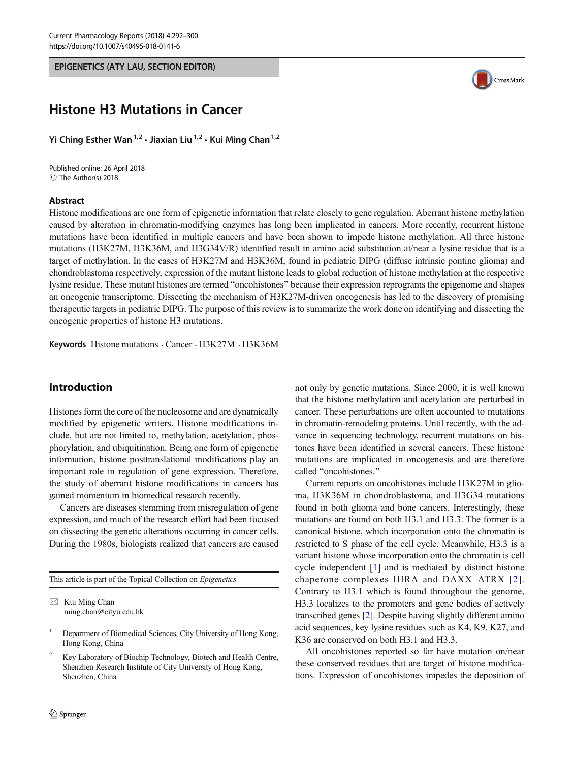EPIGENETICS (ATY LAU, SECTION EDITOR)

# Histone H3 Mutations in Cancer

Yi Ching Esther Wan [1,2] · Jiaxian Liu [1,2] · Kui Ming Chan [1,2]

Published online: 26 April 2018
© The Author(s) 2018

## Abstract

Histone modifications are one form of epigenetic information that relate closely to gene regulation. Aberrant histone methylation caused by alteration in chromatin-modifying enzymes has long been implicated in cancers. More recently, recurrent histone mutations have been identified in multiple cancers and have been shown to impede histone methylation. All three histone mutations (H3K27M, H3K36M, and H3G34V/R) identified result in amino acid substitution at/near a lysine residue that is a target of methylation. In the cases of H3K27M and H3K36M, found in pediatric DIPG (diffuse intrinsic pontine glioma) and chondroblastoma respectively, expression of the mutant histone leads to global reduction of histone methylation at the respective lysine residue. These mutant histones are termed "oncohistones" because their expression reprograms the epigenome and shapes an oncogenic transcriptome. Dissecting the mechanism of H3K27M-driven oncogenesis has led to the discovery of promising therapeutic targets in pediatric DIPG. The purpose of this review is to summarize the work done on identifying and dissecting the oncogenic properties of histone H3 mutations.

**Keywords** Histone mutations · Cancer · H3K27M · H3K36M

## Introduction

Histones form the core of the nucleosome and are dynamically modified by epigenetic writers. Histone modifications include, but are not limited to, methylation, acetylation, phosphorylation, and ubiquitination. Being one form of epigenetic information, histone posttranslational modifications play an important role in regulation of gene expression. Therefore, the study of aberrant histone modifications in cancers has gained momentum in biomedical research recently.

Cancers are diseases stemming from misregulation of gene expression, and much of the research effort had been focused on dissecting the genetic alterations occurring in cancer cells. During the 1980s, biologists realized that cancers are caused not only by genetic mutations. Since 2000, it is well known that the histone methylation and acetylation are perturbed in cancer. These perturbations are often accounted to mutations in chromatin-remodeling proteins. Until recently, with the advance in sequencing technology, recurrent mutations on histones have been identified in several cancers. These histone mutations are implicated in oncogenesis and are therefore called "oncohistones."

Current reports on oncohistones include H3K27M in glioma, H3K36M in chondroblastoma, and H3G34 mutations found in both glioma and bone cancers. Interestingly, these mutations are found on both H3.1 and H3.3. The former is a canonical histone, which incorporation onto the chromatin is restricted to S phase of the cell cycle. Meanwhile, H3.3 is a variant histone whose incorporation onto the chromatin is cell cycle independent [1] and is mediated by distinct histone chaperone complexes HIRA and DAXX–ATRX [2]. Contrary to H3.1 which is found throughout the genome, H3.3 localizes to the promoters and gene bodies of actively transcribed genes [2]. Despite having slightly different amino acid sequences, key lysine residues such as K4, K9, K27, and K36 are conserved on both H3.1 and H3.3.

All oncohistones reported so far have mutation on/near these conserved residues that are target of histone modifications. Expression of oncohistones impedes the deposition of

This article is part of the Topical Collection on *Epigenetics*

✉ Kui Ming Chan
ming.chan@cityu.edu.hk

[1] Department of Biomedical Sciences, City University of Hong Kong, Hong Kong, China

[2] Key Laboratory of Biochip Technology, Biotech and Health Centre, Shenzhen Research Institute of City University of Hong Kong, Shenzhen, China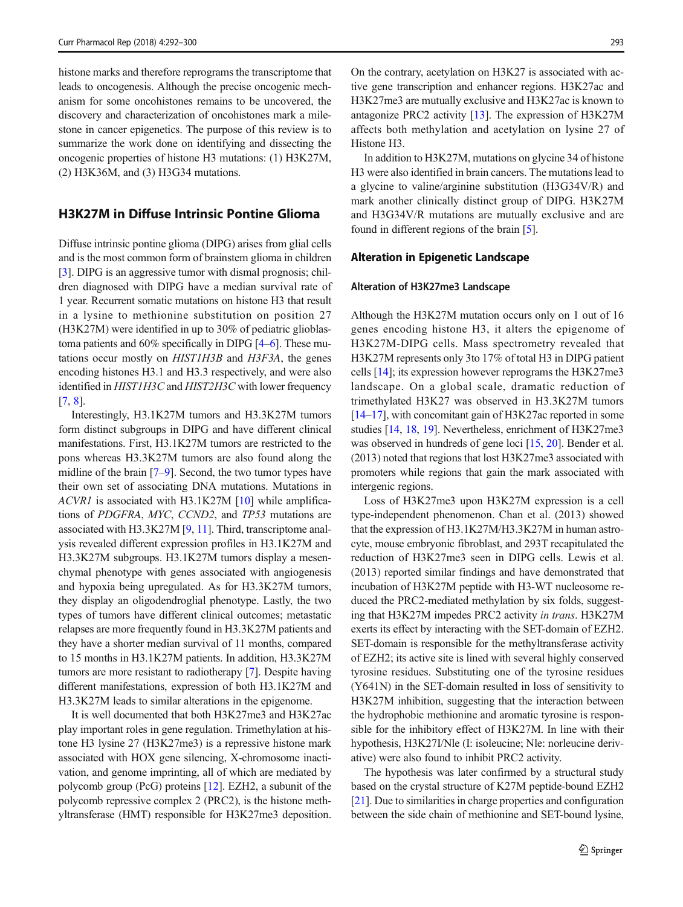histone marks and therefore reprograms the transcriptome that leads to oncogenesis. Although the precise oncogenic mechanism for some oncohistones remains to be uncovered, the discovery and characterization of oncohistones mark a milestone in cancer epigenetics. The purpose of this review is to summarize the work done on identifying and dissecting the oncogenic properties of histone H3 mutations: (1) H3K27M, (2) H3K36M, and (3) H3G34 mutations.

## H3K27M in Diffuse Intrinsic Pontine Glioma

Diffuse intrinsic pontine glioma (DIPG) arises from glial cells and is the most common form of brainstem glioma in children [3]. DIPG is an aggressive tumor with dismal prognosis; children diagnosed with DIPG have a median survival rate of 1 year. Recurrent somatic mutations on histone H3 that result in a lysine to methionine substitution on position 27 (H3K27M) were identified in up to 30% of pediatric glioblastoma patients and 60% specifically in DIPG [4–6]. These mutations occur mostly on *HIST1H3B* and *H3F3A*, the genes encoding histones H3.1 and H3.3 respectively, and were also identified in *HIST1H3C* and *HIST2H3C* with lower frequency [7, 8].

Interestingly, H3.1K27M tumors and H3.3K27M tumors form distinct subgroups in DIPG and have different clinical manifestations. First, H3.1K27M tumors are restricted to the pons whereas H3.3K27M tumors are also found along the midline of the brain [7–9]. Second, the two tumor types have their own set of associating DNA mutations. Mutations in *ACVR1* is associated with H3.1K27M [10] while amplifications of *PDGFRA*, *MYC*, *CCND2*, and *TP53* mutations are associated with H3.3K27M [9, 11]. Third, transcriptome analysis revealed different expression profiles in H3.1K27M and H3.3K27M subgroups. H3.1K27M tumors display a mesenchymal phenotype with genes associated with angiogenesis and hypoxia being upregulated. As for H3.3K27M tumors, they display an oligodendroglial phenotype. Lastly, the two types of tumors have different clinical outcomes; metastatic relapses are more frequently found in H3.3K27M patients and they have a shorter median survival of 11 months, compared to 15 months in H3.1K27M patients. In addition, H3.3K27M tumors are more resistant to radiotherapy [7]. Despite having different manifestations, expression of both H3.1K27M and H3.3K27M leads to similar alterations in the epigenome.

It is well documented that both H3K27me3 and H3K27ac play important roles in gene regulation. Trimethylation at histone H3 lysine 27 (H3K27me3) is a repressive histone mark associated with HOX gene silencing, X-chromosome inactivation, and genome imprinting, all of which are mediated by polycomb group (PcG) proteins [12]. EZH2, a subunit of the polycomb repressive complex 2 (PRC2), is the histone methyltransferase (HMT) responsible for H3K27me3 deposition. On the contrary, acetylation on H3K27 is associated with active gene transcription and enhancer regions. H3K27ac and H3K27me3 are mutually exclusive and H3K27ac is known to antagonize PRC2 activity [13]. The expression of H3K27M affects both methylation and acetylation on lysine 27 of Histone H3.

In addition to H3K27M, mutations on glycine 34 of histone H3 were also identified in brain cancers. The mutations lead to a glycine to valine/arginine substitution (H3G34V/R) and mark another clinically distinct group of DIPG. H3K27M and H3G34V/R mutations are mutually exclusive and are found in different regions of the brain [5].

### Alteration in Epigenetic Landscape

#### Alteration of H3K27me3 Landscape

Although the H3K27M mutation occurs only on 1 out of 16 genes encoding histone H3, it alters the epigenome of H3K27M-DIPG cells. Mass spectrometry revealed that H3K27M represents only 3to 17% of total H3 in DIPG patient cells [14]; its expression however reprograms the H3K27me3 landscape. On a global scale, dramatic reduction of trimethylated H3K27 was observed in H3.3K27M tumors [14–17], with concomitant gain of H3K27ac reported in some studies [14, 18, 19]. Nevertheless, enrichment of H3K27me3 was observed in hundreds of gene loci [15, 20]. Bender et al. (2013) noted that regions that lost H3K27me3 associated with promoters while regions that gain the mark associated with intergenic regions.

Loss of H3K27me3 upon H3K27M expression is a cell type-independent phenomenon. Chan et al. (2013) showed that the expression of H3.1K27M/H3.3K27M in human astrocyte, mouse embryonic fibroblast, and 293T recapitulated the reduction of H3K27me3 seen in DIPG cells. Lewis et al. (2013) reported similar findings and have demonstrated that incubation of H3K27M peptide with H3-WT nucleosome reduced the PRC2-mediated methylation by six folds, suggesting that H3K27M impedes PRC2 activity *in trans*. H3K27M exerts its effect by interacting with the SET-domain of EZH2. SET-domain is responsible for the methyltransferase activity of EZH2; its active site is lined with several highly conserved tyrosine residues. Substituting one of the tyrosine residues (Y641N) in the SET-domain resulted in loss of sensitivity to H3K27M inhibition, suggesting that the interaction between the hydrophobic methionine and aromatic tyrosine is responsible for the inhibitory effect of H3K27M. In line with their hypothesis, H3K27I/Nle (I: isoleucine; Nle: norleucine derivative) were also found to inhibit PRC2 activity.

The hypothesis was later confirmed by a structural study based on the crystal structure of K27M peptide-bound EZH2 [21]. Due to similarities in charge properties and configuration between the side chain of methionine and SET-bound lysine,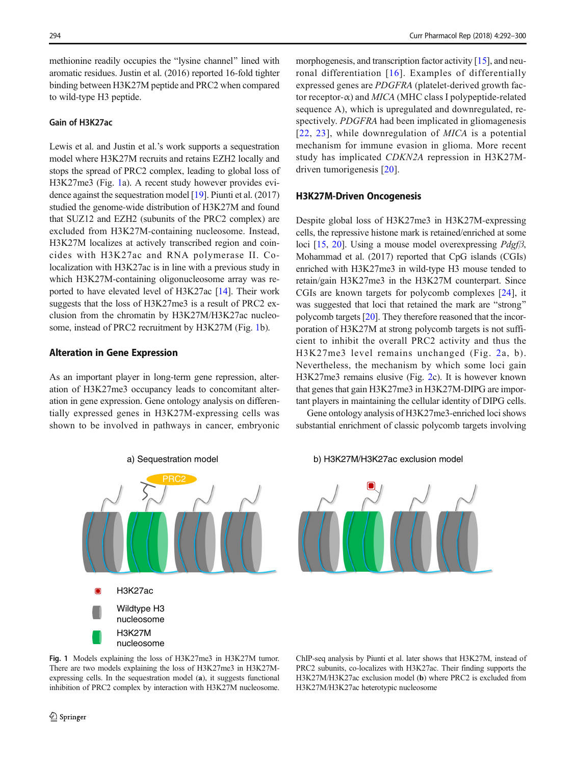methionine readily occupies the "lysine channel" lined with aromatic residues. Justin et al. (2016) reported 16-fold tighter binding between H3K27M peptide and PRC2 when compared to wild-type H3 peptide.

### Gain of H3K27ac

Lewis et al. and Justin et al.'s work supports a sequestration model where H3K27M recruits and retains EZH2 locally and stops the spread of PRC2 complex, leading to global loss of H3K27me3 (Fig. 1a). A recent study however provides evidence against the sequestration model [19]. Piunti et al. (2017) studied the genome-wide distribution of H3K27M and found that SUZ12 and EZH2 (subunits of the PRC2 complex) are excluded from H3K27M-containing nucleosome. Instead, H3K27M localizes at actively transcribed region and coincides with H3K27ac and RNA polymerase II. Co-localization with H3K27ac is in line with a previous study in which H3K27M-containing oligonucleosome array was reported to have elevated level of H3K27ac [14]. Their work suggests that the loss of H3K27me3 is a result of PRC2 exclusion from the chromatin by H3K27M/H3K27ac nucleosome, instead of PRC2 recruitment by H3K27M (Fig. 1b).

## Alteration in Gene Expression

As an important player in long-term gene repression, alteration of H3K27me3 occupancy leads to concomitant alteration in gene expression. Gene ontology analysis on differentially expressed genes in H3K27M-expressing cells was shown to be involved in pathways in cancer, embryonic morphogenesis, and transcription factor activity [15], and neuronal differentiation [16]. Examples of differentially expressed genes are *PDGFRA* (platelet-derived growth factor receptor-α) and *MICA* (MHC class I polypeptide-related sequence A), which is upregulated and downregulated, respectively. *PDGFRA* had been implicated in gliomagenesis [22, 23], while downregulation of *MICA* is a potential mechanism for immune evasion in glioma. More recent study has implicated *CDKN2A* repression in H3K27M-driven tumorigenesis [20].

## H3K27M-Driven Oncogenesis

Despite global loss of H3K27me3 in H3K27M-expressing cells, the repressive histone mark is retained/enriched at some loci [15, 20]. Using a mouse model overexpressing *Pdgfβ*, Mohammad et al. (2017) reported that CpG islands (CGIs) enriched with H3K27me3 in wild-type H3 mouse tended to retain/gain H3K27me3 in the H3K27M counterpart. Since CGIs are known targets for polycomb complexes [24], it was suggested that loci that retained the mark are "strong" polycomb targets [20]. They therefore reasoned that the incorporation of H3K27M at strong polycomb targets is not sufficient to inhibit the overall PRC2 activity and thus the H3K27me3 level remains unchanged (Fig. 2a, b). Nevertheless, the mechanism by which some loci gain H3K27me3 remains elusive (Fig. 2c). It is however known that genes that gain H3K27me3 in H3K27M-DIPG are important players in maintaining the cellular identity of DIPG cells.

Gene ontology analysis of H3K27me3-enriched loci shows substantial enrichment of classic polycomb targets involving

**Fig. 1** Models explaining the loss of H3K27me3 in H3K27M tumor. There are two models explaining the loss of H3K27me3 in H3K27M-expressing cells. In the sequestration model (**a**), it suggests functional inhibition of PRC2 complex by interaction with H3K27M nucleosome. ChIP-seq analysis by Piunti et al. later shows that H3K27M, instead of PRC2 subunits, co-localizes with H3K27ac. Their finding supports the H3K27M/H3K27ac exclusion model (**b**) where PRC2 is excluded from H3K27M/H3K27ac heterotypic nucleosome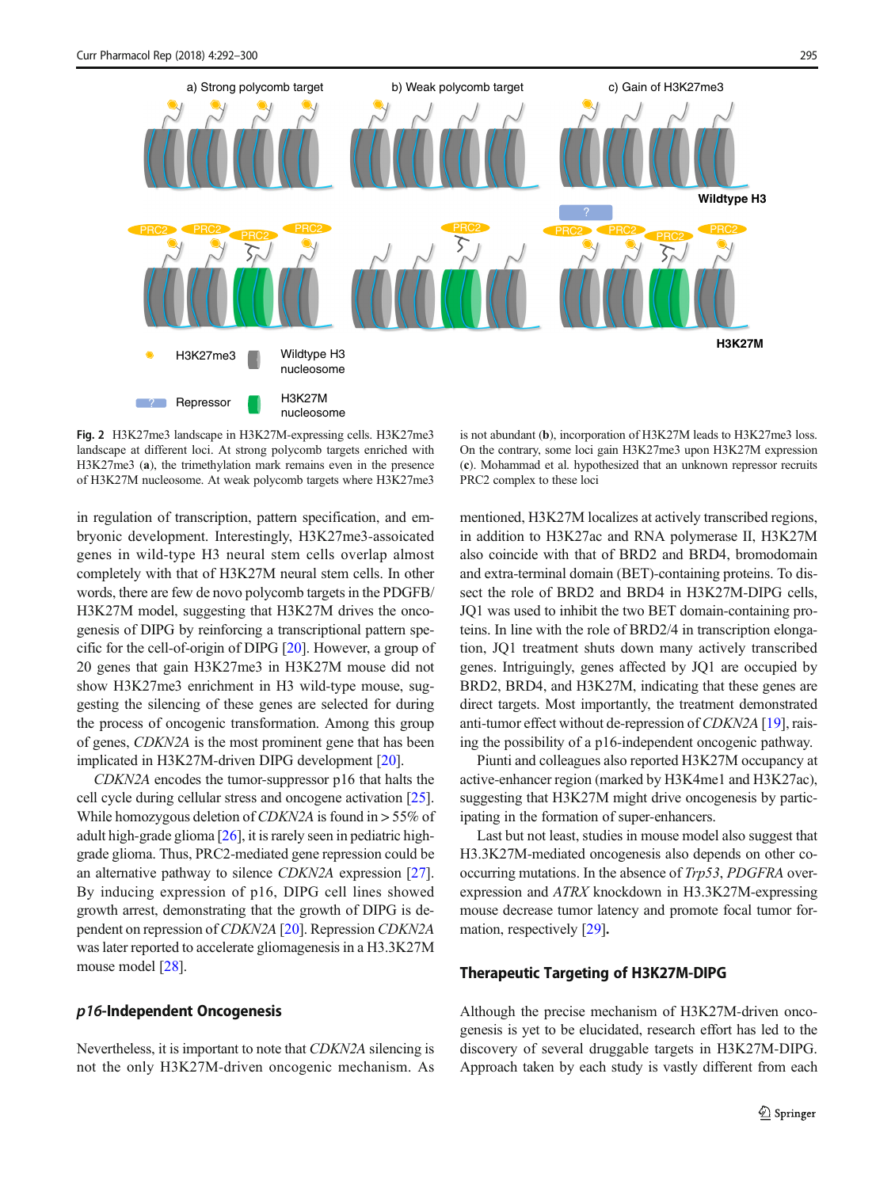Fig. 2 H3K27me3 landscape in H3K27M-expressing cells. H3K27me3 landscape at different loci. At strong polycomb targets enriched with H3K27me3 (**a**), the trimethylation mark remains even in the presence of H3K27M nucleosome. At weak polycomb targets where H3K27me3 is not abundant (**b**), incorporation of H3K27M leads to H3K27me3 loss. On the contrary, some loci gain H3K27me3 upon H3K27M expression (**c**). Mohammad et al. hypothesized that an unknown repressor recruits PRC2 complex to these loci

in regulation of transcription, pattern specification, and embryonic development. Interestingly, H3K27me3-assoicated genes in wild-type H3 neural stem cells overlap almost completely with that of H3K27M neural stem cells. In other words, there are few de novo polycomb targets in the PDGFB/H3K27M model, suggesting that H3K27M drives the oncogenesis of DIPG by reinforcing a transcriptional pattern specific for the cell-of-origin of DIPG [20]. However, a group of 20 genes that gain H3K27me3 in H3K27M mouse did not show H3K27me3 enrichment in H3 wild-type mouse, suggesting the silencing of these genes are selected for during the process of oncogenic transformation. Among this group of genes, *CDKN2A* is the most prominent gene that has been implicated in H3K27M-driven DIPG development [20].

*CDKN2A* encodes the tumor-suppressor p16 that halts the cell cycle during cellular stress and oncogene activation [25]. While homozygous deletion of *CDKN2A* is found in > 55% of adult high-grade glioma [26], it is rarely seen in pediatric high-grade glioma. Thus, PRC2-mediated gene repression could be an alternative pathway to silence *CDKN2A* expression [27]. By inducing expression of p16, DIPG cell lines showed growth arrest, demonstrating that the growth of DIPG is dependent on repression of *CDKN2A* [20]. Repression *CDKN2A* was later reported to accelerate gliomagenesis in a H3.3K27M mouse model [28].

## *p16*-Independent Oncogenesis

Nevertheless, it is important to note that *CDKN2A* silencing is not the only H3K27M-driven oncogenic mechanism. As mentioned, H3K27M localizes at actively transcribed regions, in addition to H3K27ac and RNA polymerase II, H3K27M also coincide with that of BRD2 and BRD4, bromodomain and extra-terminal domain (BET)-containing proteins. To dissect the role of BRD2 and BRD4 in H3K27M-DIPG cells, JQ1 was used to inhibit the two BET domain-containing proteins. In line with the role of BRD2/4 in transcription elongation, JQ1 treatment shuts down many actively transcribed genes. Intriguingly, genes affected by JQ1 are occupied by BRD2, BRD4, and H3K27M, indicating that these genes are direct targets. Most importantly, the treatment demonstrated anti-tumor effect without de-repression of *CDKN2A* [19], raising the possibility of a p16-independent oncogenic pathway.

Piunti and colleagues also reported H3K27M occupancy at active-enhancer region (marked by H3K4me1 and H3K27ac), suggesting that H3K27M might drive oncogenesis by participating in the formation of super-enhancers.

Last but not least, studies in mouse model also suggest that H3.3K27M-mediated oncogenesis also depends on other co-occurring mutations. In the absence of *Trp53*, *PDGFRA* overexpression and *ATRX* knockdown in H3.3K27M-expressing mouse decrease tumor latency and promote focal tumor formation, respectively [29].

## Therapeutic Targeting of H3K27M-DIPG

Although the precise mechanism of H3K27M-driven oncogenesis is yet to be elucidated, research effort has led to the discovery of several druggable targets in H3K27M-DIPG. Approach taken by each study is vastly different from each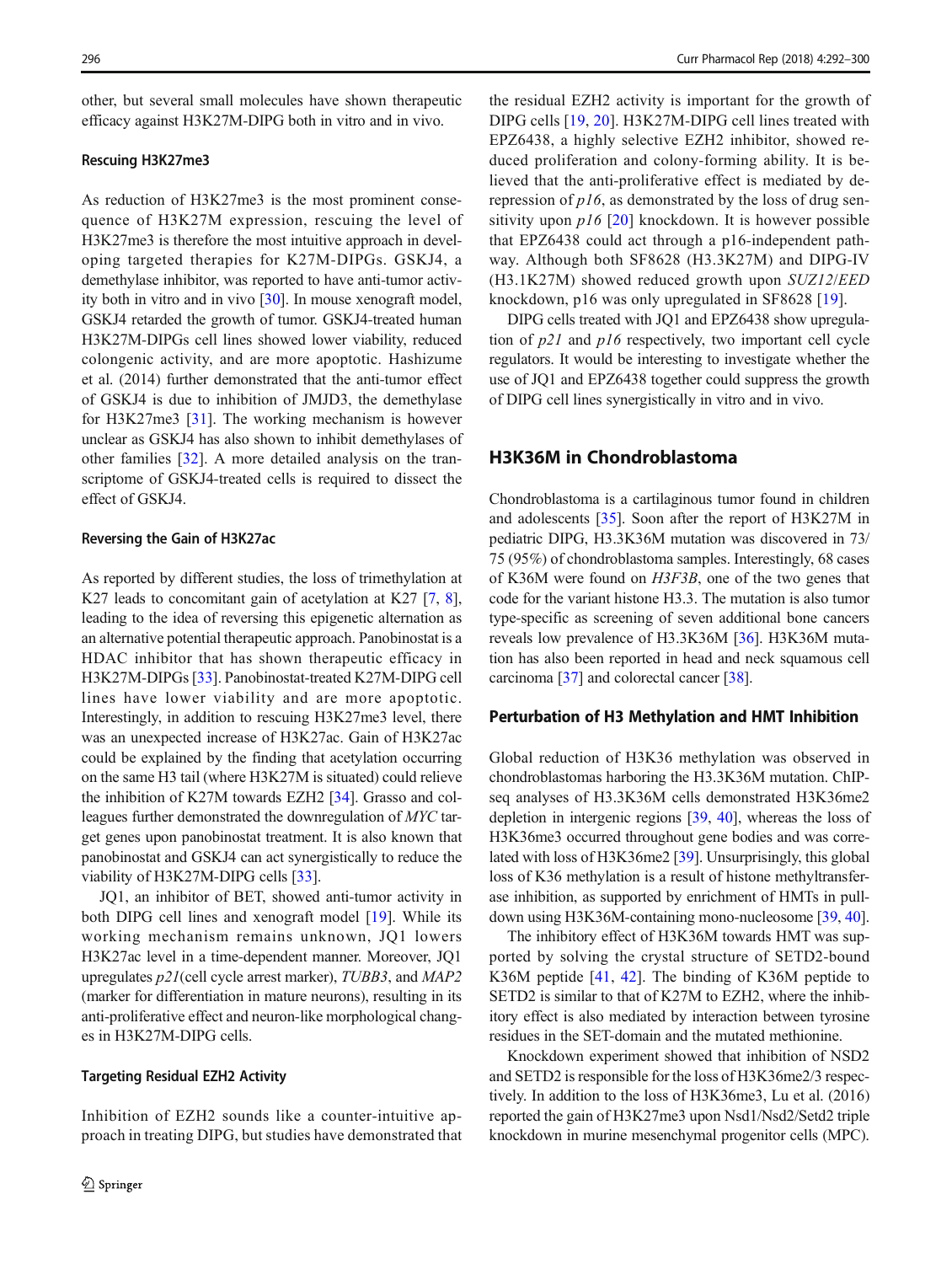other, but several small molecules have shown therapeutic efficacy against H3K27M-DIPG both in vitro and in vivo.

### Rescuing H3K27me3

As reduction of H3K27me3 is the most prominent consequence of H3K27M expression, rescuing the level of H3K27me3 is therefore the most intuitive approach in developing targeted therapies for K27M-DIPGs. GSKJ4, a demethylase inhibitor, was reported to have anti-tumor activity both in vitro and in vivo [30]. In mouse xenograft model, GSKJ4 retarded the growth of tumor. GSKJ4-treated human H3K27M-DIPGs cell lines showed lower viability, reduced colongenic activity, and are more apoptotic. Hashizume et al. (2014) further demonstrated that the anti-tumor effect of GSKJ4 is due to inhibition of JMJD3, the demethylase for H3K27me3 [31]. The working mechanism is however unclear as GSKJ4 has also shown to inhibit demethylases of other families [32]. A more detailed analysis on the transcriptome of GSKJ4-treated cells is required to dissect the effect of GSKJ4.

### Reversing the Gain of H3K27ac

As reported by different studies, the loss of trimethylation at K27 leads to concomitant gain of acetylation at K27 [7, 8], leading to the idea of reversing this epigenetic alternation as an alternative potential therapeutic approach. Panobinostat is a HDAC inhibitor that has shown therapeutic efficacy in H3K27M-DIPGs [33]. Panobinostat-treated K27M-DIPG cell lines have lower viability and are more apoptotic. Interestingly, in addition to rescuing H3K27me3 level, there was an unexpected increase of H3K27ac. Gain of H3K27ac could be explained by the finding that acetylation occurring on the same H3 tail (where H3K27M is situated) could relieve the inhibition of K27M towards EZH2 [34]. Grasso and colleagues further demonstrated the downregulation of *MYC* target genes upon panobinostat treatment. It is also known that panobinostat and GSKJ4 can act synergistically to reduce the viability of H3K27M-DIPG cells [33].

JQ1, an inhibitor of BET, showed anti-tumor activity in both DIPG cell lines and xenograft model [19]. While its working mechanism remains unknown, JQ1 lowers H3K27ac level in a time-dependent manner. Moreover, JQ1 upregulates *p21*(cell cycle arrest marker), *TUBB3*, and *MAP2* (marker for differentiation in mature neurons), resulting in its anti-proliferative effect and neuron-like morphological changes in H3K27M-DIPG cells.

### Targeting Residual EZH2 Activity

Inhibition of EZH2 sounds like a counter-intuitive approach in treating DIPG, but studies have demonstrated that the residual EZH2 activity is important for the growth of DIPG cells [19, 20]. H3K27M-DIPG cell lines treated with EPZ6438, a highly selective EZH2 inhibitor, showed reduced proliferation and colony-forming ability. It is believed that the anti-proliferative effect is mediated by de-repression of *p16*, as demonstrated by the loss of drug sensitivity upon *p16* [20] knockdown. It is however possible that EPZ6438 could act through a p16-independent pathway. Although both SF8628 (H3.3K27M) and DIPG-IV (H3.1K27M) showed reduced growth upon *SUZ12*/*EED* knockdown, p16 was only upregulated in SF8628 [19].

DIPG cells treated with JQ1 and EPZ6438 show upregulation of *p21* and *p16* respectively, two important cell cycle regulators. It would be interesting to investigate whether the use of JQ1 and EPZ6438 together could suppress the growth of DIPG cell lines synergistically in vitro and in vivo.

## H3K36M in Chondroblastoma

Chondroblastoma is a cartilaginous tumor found in children and adolescents [35]. Soon after the report of H3K27M in pediatric DIPG, H3.3K36M mutation was discovered in 73/75 (95%) of chondroblastoma samples. Interestingly, 68 cases of K36M were found on *H3F3B*, one of the two genes that code for the variant histone H3.3. The mutation is also tumor type-specific as screening of seven additional bone cancers reveals low prevalence of H3.3K36M [36]. H3K36M mutation has also been reported in head and neck squamous cell carcinoma [37] and colorectal cancer [38].

### Perturbation of H3 Methylation and HMT Inhibition

Global reduction of H3K36 methylation was observed in chondroblastomas harboring the H3.3K36M mutation. ChIP-seq analyses of H3.3K36M cells demonstrated H3K36me2 depletion in intergenic regions [39, 40], whereas the loss of H3K36me3 occurred throughout gene bodies and was correlated with loss of H3K36me2 [39]. Unsurprisingly, this global loss of K36 methylation is a result of histone methyltransferase inhibition, as supported by enrichment of HMTs in pull-down using H3K36M-containing mono-nucleosome [39, 40].

The inhibitory effect of H3K36M towards HMT was supported by solving the crystal structure of SETD2-bound K36M peptide [41, 42]. The binding of K36M peptide to SETD2 is similar to that of K27M to EZH2, where the inhibitory effect is also mediated by interaction between tyrosine residues in the SET-domain and the mutated methionine.

Knockdown experiment showed that inhibition of NSD2 and SETD2 is responsible for the loss of H3K36me2/3 respectively. In addition to the loss of H3K36me3, Lu et al. (2016) reported the gain of H3K27me3 upon Nsd1/Nsd2/Setd2 triple knockdown in murine mesenchymal progenitor cells (MPC).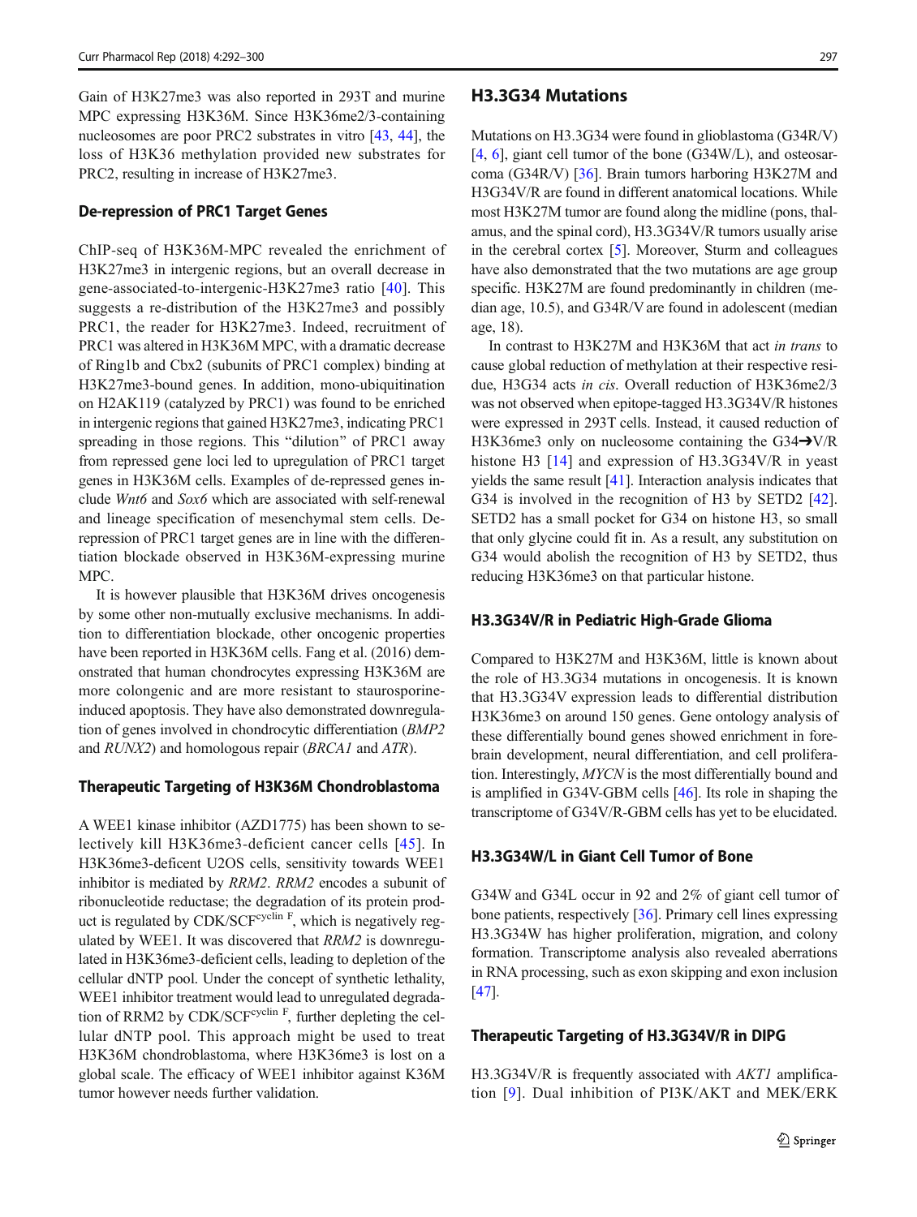Gain of H3K27me3 was also reported in 293T and murine MPC expressing H3K36M. Since H3K36me2/3-containing nucleosomes are poor PRC2 substrates in vitro [43, 44], the loss of H3K36 methylation provided new substrates for PRC2, resulting in increase of H3K27me3.

### De-repression of PRC1 Target Genes

ChIP-seq of H3K36M-MPC revealed the enrichment of H3K27me3 in intergenic regions, but an overall decrease in gene-associated-to-intergenic-H3K27me3 ratio [40]. This suggests a re-distribution of the H3K27me3 and possibly PRC1, the reader for H3K27me3. Indeed, recruitment of PRC1 was altered in H3K36M MPC, with a dramatic decrease of Ring1b and Cbx2 (subunits of PRC1 complex) binding at H3K27me3-bound genes. In addition, mono-ubiquitination on H2AK119 (catalyzed by PRC1) was found to be enriched in intergenic regions that gained H3K27me3, indicating PRC1 spreading in those regions. This "dilution" of PRC1 away from repressed gene loci led to upregulation of PRC1 target genes in H3K36M cells. Examples of de-repressed genes include *Wnt6* and *Sox6* which are associated with self-renewal and lineage specification of mesenchymal stem cells. De-repression of PRC1 target genes are in line with the differentiation blockade observed in H3K36M-expressing murine MPC.

It is however plausible that H3K36M drives oncogenesis by some other non-mutually exclusive mechanisms. In addition to differentiation blockade, other oncogenic properties have been reported in H3K36M cells. Fang et al. (2016) demonstrated that human chondrocytes expressing H3K36M are more colongenic and are more resistant to staurosporine-induced apoptosis. They have also demonstrated downregulation of genes involved in chondrocytic differentiation (*BMP2* and *RUNX2*) and homologous repair (*BRCA1* and *ATR*).

### Therapeutic Targeting of H3K36M Chondroblastoma

A WEE1 kinase inhibitor (AZD1775) has been shown to selectively kill H3K36me3-deficient cancer cells [45]. In H3K36me3-deficent U2OS cells, sensitivity towards WEE1 inhibitor is mediated by *RRM2*. *RRM2* encodes a subunit of ribonucleotide reductase; the degradation of its protein product is regulated by CDK/SCF$^{\text{cyclin F}}$, which is negatively regulated by WEE1. It was discovered that *RRM2* is downregulated in H3K36me3-deficient cells, leading to depletion of the cellular dNTP pool. Under the concept of synthetic lethality, WEE1 inhibitor treatment would lead to unregulated degradation of RRM2 by CDK/SCF$^{\text{cyclin F}}$, further depleting the cellular dNTP pool. This approach might be used to treat H3K36M chondroblastoma, where H3K36me3 is lost on a global scale. The efficacy of WEE1 inhibitor against K36M tumor however needs further validation.

## H3.3G34 Mutations

Mutations on H3.3G34 were found in glioblastoma (G34R/V) [4, 6], giant cell tumor of the bone (G34W/L), and osteosarcoma (G34R/V) [36]. Brain tumors harboring H3K27M and H3G34V/R are found in different anatomical locations. While most H3K27M tumor are found along the midline (pons, thalamus, and the spinal cord), H3.3G34V/R tumors usually arise in the cerebral cortex [5]. Moreover, Sturm and colleagues have also demonstrated that the two mutations are age group specific. H3K27M are found predominantly in children (median age, 10.5), and G34R/V are found in adolescent (median age, 18).

In contrast to H3K27M and H3K36M that act *in trans* to cause global reduction of methylation at their respective residue, H3G34 acts *in cis*. Overall reduction of H3K36me2/3 was not observed when epitope-tagged H3.3G34V/R histones were expressed in 293T cells. Instead, it caused reduction of H3K36me3 only on nucleosome containing the G34➔V/R histone H3 [14] and expression of H3.3G34V/R in yeast yields the same result [41]. Interaction analysis indicates that G34 is involved in the recognition of H3 by SETD2 [42]. SETD2 has a small pocket for G34 on histone H3, so small that only glycine could fit in. As a result, any substitution on G34 would abolish the recognition of H3 by SETD2, thus reducing H3K36me3 on that particular histone.

### H3.3G34V/R in Pediatric High-Grade Glioma

Compared to H3K27M and H3K36M, little is known about the role of H3.3G34 mutations in oncogenesis. It is known that H3.3G34V expression leads to differential distribution H3K36me3 on around 150 genes. Gene ontology analysis of these differentially bound genes showed enrichment in forebrain development, neural differentiation, and cell proliferation. Interestingly, *MYCN* is the most differentially bound and is amplified in G34V-GBM cells [46]. Its role in shaping the transcriptome of G34V/R-GBM cells has yet to be elucidated.

### H3.3G34W/L in Giant Cell Tumor of Bone

G34W and G34L occur in 92 and 2% of giant cell tumor of bone patients, respectively [36]. Primary cell lines expressing H3.3G34W has higher proliferation, migration, and colony formation. Transcriptome analysis also revealed aberrations in RNA processing, such as exon skipping and exon inclusion [47].

### Therapeutic Targeting of H3.3G34V/R in DIPG

H3.3G34V/R is frequently associated with *AKT1* amplification [9]. Dual inhibition of PI3K/AKT and MEK/ERK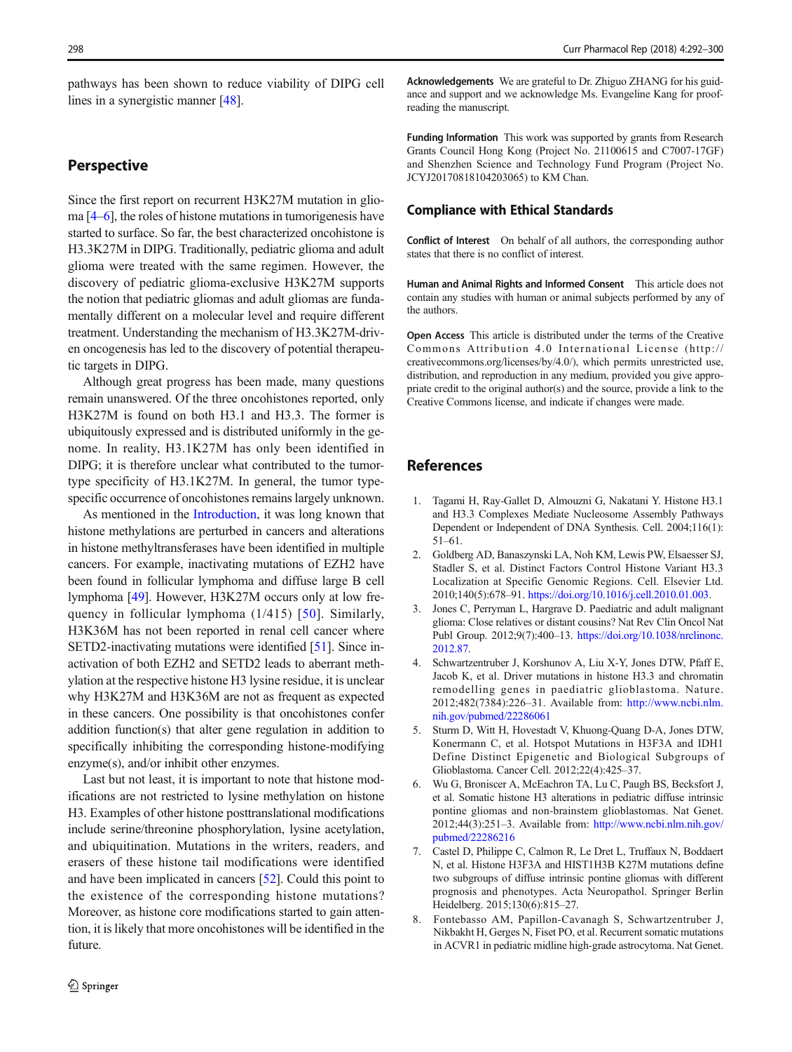pathways has been shown to reduce viability of DIPG cell lines in a synergistic manner [48].

## Perspective

Since the first report on recurrent H3K27M mutation in glioma [4–6], the roles of histone mutations in tumorigenesis have started to surface. So far, the best characterized oncohistone is H3.3K27M in DIPG. Traditionally, pediatric glioma and adult glioma were treated with the same regimen. However, the discovery of pediatric glioma-exclusive H3K27M supports the notion that pediatric gliomas and adult gliomas are fundamentally different on a molecular level and require different treatment. Understanding the mechanism of H3.3K27M-driven oncogenesis has led to the discovery of potential therapeutic targets in DIPG.

Although great progress has been made, many questions remain unanswered. Of the three oncohistones reported, only H3K27M is found on both H3.1 and H3.3. The former is ubiquitously expressed and is distributed uniformly in the genome. In reality, H3.1K27M has only been identified in DIPG; it is therefore unclear what contributed to the tumor-type specificity of H3.1K27M. In general, the tumor type-specific occurrence of oncohistones remains largely unknown.

As mentioned in the Introduction, it was long known that histone methylations are perturbed in cancers and alterations in histone methyltransferases have been identified in multiple cancers. For example, inactivating mutations of EZH2 have been found in follicular lymphoma and diffuse large B cell lymphoma [49]. However, H3K27M occurs only at low frequency in follicular lymphoma (1/415) [50]. Similarly, H3K36M has not been reported in renal cell cancer where SETD2-inactivating mutations were identified [51]. Since inactivation of both EZH2 and SETD2 leads to aberrant methylation at the respective histone H3 lysine residue, it is unclear why H3K27M and H3K36M are not as frequent as expected in these cancers. One possibility is that oncohistones confer addition function(s) that alter gene regulation in addition to specifically inhibiting the corresponding histone-modifying enzyme(s), and/or inhibit other enzymes.

Last but not least, it is important to note that histone modifications are not restricted to lysine methylation on histone H3. Examples of other histone posttranslational modifications include serine/threonine phosphorylation, lysine acetylation, and ubiquitination. Mutations in the writers, readers, and erasers of these histone tail modifications were identified and have been implicated in cancers [52]. Could this point to the existence of the corresponding histone mutations? Moreover, as histone core modifications started to gain attention, it is likely that more oncohistones will be identified in the future.

**Acknowledgements** We are grateful to Dr. Zhiguo ZHANG for his guidance and support and we acknowledge Ms. Evangeline Kang for proofreading the manuscript.

**Funding Information** This work was supported by grants from Research Grants Council Hong Kong (Project No. 21100615 and C7007-17GF) and Shenzhen Science and Technology Fund Program (Project No. JCYJ20170818104203065) to KM Chan.

## Compliance with Ethical Standards

**Conflict of Interest** On behalf of all authors, the corresponding author states that there is no conflict of interest.

**Human and Animal Rights and Informed Consent** This article does not contain any studies with human or animal subjects performed by any of the authors.

**Open Access** This article is distributed under the terms of the Creative Commons Attribution 4.0 International License (http://creativecommons.org/licenses/by/4.0/), which permits unrestricted use, distribution, and reproduction in any medium, provided you give appropriate credit to the original author(s) and the source, provide a link to the Creative Commons license, and indicate if changes were made.

## References

1. Tagami H, Ray-Gallet D, Almouzni G, Nakatani Y. Histone H3.1 and H3.3 Complexes Mediate Nucleosome Assembly Pathways Dependent or Independent of DNA Synthesis. Cell. 2004;116(1):51–61.
2. Goldberg AD, Banaszynski LA, Noh KM, Lewis PW, Elsaesser SJ, Stadler S, et al. Distinct Factors Control Histone Variant H3.3 Localization at Specific Genomic Regions. Cell. Elsevier Ltd. 2010;140(5):678–91. https://doi.org/10.1016/j.cell.2010.01.003.
3. Jones C, Perryman L, Hargrave D. Paediatric and adult malignant glioma: Close relatives or distant cousins? Nat Rev Clin Oncol Nat Publ Group. 2012;9(7):400–13. https://doi.org/10.1038/nrclinonc.2012.87.
4. Schwartzentruber J, Korshunov A, Liu X-Y, Jones DTW, Pfaff E, Jacob K, et al. Driver mutations in histone H3.3 and chromatin remodelling genes in paediatric glioblastoma. Nature. 2012;482(7384):226–31. Available from: http://www.ncbi.nlm.nih.gov/pubmed/22286061
5. Sturm D, Witt H, Hovestadt V, Khuong-Quang D-A, Jones DTW, Konermann C, et al. Hotspot Mutations in H3F3A and IDH1 Define Distinct Epigenetic and Biological Subgroups of Glioblastoma. Cancer Cell. 2012;22(4):425–37.
6. Wu G, Broniscer A, McEachron TA, Lu C, Paugh BS, Becksfort J, et al. Somatic histone H3 alterations in pediatric diffuse intrinsic pontine gliomas and non-brainstem glioblastomas. Nat Genet. 2012;44(3):251–3. Available from: http://www.ncbi.nlm.nih.gov/pubmed/22286216
7. Castel D, Philippe C, Calmon R, Le Dret L, Truffaux N, Boddaert N, et al. Histone H3F3A and HIST1H3B K27M mutations define two subgroups of diffuse intrinsic pontine gliomas with different prognosis and phenotypes. Acta Neuropathol. Springer Berlin Heidelberg. 2015;130(6):815–27.
8. Fontebasso AM, Papillon-Cavanagh S, Schwartzentruber J, Nikbakht H, Gerges N, Fiset PO, et al. Recurrent somatic mutations in ACVR1 in pediatric midline high-grade astrocytoma. Nat Genet.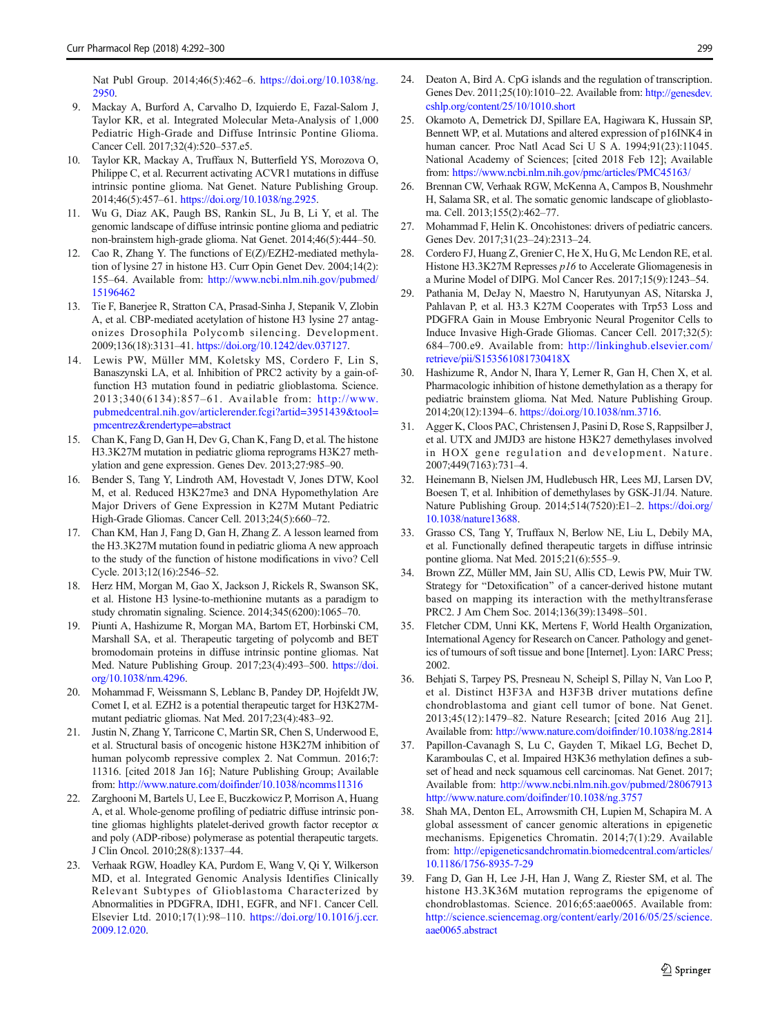Nat Publ Group. 2014;46(5):462–6. https://doi.org/10.1038/ng.2950.

9. Mackay A, Burford A, Carvalho D, Izquierdo E, Fazal-Salom J, Taylor KR, et al. Integrated Molecular Meta-Analysis of 1,000 Pediatric High-Grade and Diffuse Intrinsic Pontine Glioma. Cancer Cell. 2017;32(4):520–537.e5.
10. Taylor KR, Mackay A, Truffaux N, Butterfield YS, Morozova O, Philippe C, et al. Recurrent activating ACVR1 mutations in diffuse intrinsic pontine glioma. Nat Genet. Nature Publishing Group. 2014;46(5):457–61. https://doi.org/10.1038/ng.2925.
11. Wu G, Diaz AK, Paugh BS, Rankin SL, Ju B, Li Y, et al. The genomic landscape of diffuse intrinsic pontine glioma and pediatric non-brainstem high-grade glioma. Nat Genet. 2014;46(5):444–50.
12. Cao R, Zhang Y. The functions of E(Z)/EZH2-mediated methylation of lysine 27 in histone H3. Curr Opin Genet Dev. 2004;14(2):155–64. Available from: http://www.ncbi.nlm.nih.gov/pubmed/15196462
13. Tie F, Banerjee R, Stratton CA, Prasad-Sinha J, Stepanik V, Zlobin A, et al. CBP-mediated acetylation of histone H3 lysine 27 antagonizes Drosophila Polycomb silencing. Development. 2009;136(18):3131–41. https://doi.org/10.1242/dev.037127.
14. Lewis PW, Müller MM, Koletsky MS, Cordero F, Lin S, Banaszynski LA, et al. Inhibition of PRC2 activity by a gain-of-function H3 mutation found in pediatric glioblastoma. Science. 2013;340(6134):857–61. Available from: http://www.pubmedcentral.nih.gov/articlerender.fcgi?artid=3951439&tool=pmcentrez&rendertype=abstract
15. Chan K, Fang D, Gan H, Dev G, Chan K, Fang D, et al. The histone H3.3K27M mutation in pediatric glioma reprograms H3K27 methylation and gene expression. Genes Dev. 2013;27:985–90.
16. Bender S, Tang Y, Lindroth AM, Hovestadt V, Jones DTW, Kool M, et al. Reduced H3K27me3 and DNA Hypomethylation Are Major Drivers of Gene Expression in K27M Mutant Pediatric High-Grade Gliomas. Cancer Cell. 2013;24(5):660–72.
17. Chan KM, Han J, Fang D, Gan H, Zhang Z. A lesson learned from the H3.3K27M mutation found in pediatric glioma A new approach to the study of the function of histone modifications in vivo? Cell Cycle. 2013;12(16):2546–52.
18. Herz HM, Morgan M, Gao X, Jackson J, Rickels R, Swanson SK, et al. Histone H3 lysine-to-methionine mutants as a paradigm to study chromatin signaling. Science. 2014;345(6200):1065–70.
19. Piunti A, Hashizume R, Morgan MA, Bartom ET, Horbinski CM, Marshall SA, et al. Therapeutic targeting of polycomb and BET bromodomain proteins in diffuse intrinsic pontine gliomas. Nat Med. Nature Publishing Group. 2017;23(4):493–500. https://doi.org/10.1038/nm.4296.
20. Mohammad F, Weissmann S, Leblanc B, Pandey DP, Hojfeldt JW, Comet I, et al. EZH2 is a potential therapeutic target for H3K27M-mutant pediatric gliomas. Nat Med. 2017;23(4):483–92.
21. Justin N, Zhang Y, Tarricone C, Martin SR, Chen S, Underwood E, et al. Structural basis of oncogenic histone H3K27M inhibition of human polycomb repressive complex 2. Nat Commun. 2016;7:11316. [cited 2018 Jan 16]; Nature Publishing Group; Available from: http://www.nature.com/doifinder/10.1038/ncomms11316
22. Zarghooni M, Bartels U, Lee E, Buczkowicz P, Morrison A, Huang A, et al. Whole-genome profiling of pediatric diffuse intrinsic pontine gliomas highlights platelet-derived growth factor receptor α and poly (ADP-ribose) polymerase as potential therapeutic targets. J Clin Oncol. 2010;28(8):1337–44.
23. Verhaak RGW, Hoadley KA, Purdom E, Wang V, Qi Y, Wilkerson MD, et al. Integrated Genomic Analysis Identifies Clinically Relevant Subtypes of Glioblastoma Characterized by Abnormalities in PDGFRA, IDH1, EGFR, and NF1. Cancer Cell. Elsevier Ltd. 2010;17(1):98–110. https://doi.org/10.1016/j.ccr.2009.12.020.
24. Deaton A, Bird A. CpG islands and the regulation of transcription. Genes Dev. 2011;25(10):1010–22. Available from: http://genesdev.cshlp.org/content/25/10/1010.short
25. Okamoto A, Demetrick DJ, Spillare EA, Hagiwara K, Hussain SP, Bennett WP, et al. Mutations and altered expression of p16INK4 in human cancer. Proc Natl Acad Sci U S A. 1994;91(23):11045. National Academy of Sciences; [cited 2018 Feb 12]; Available from: https://www.ncbi.nlm.nih.gov/pmc/articles/PMC45163/
26. Brennan CW, Verhaak RGW, McKenna A, Campos B, Noushmehr H, Salama SR, et al. The somatic genomic landscape of glioblastoma. Cell. 2013;155(2):462–77.
27. Mohammad F, Helin K. Oncohistones: drivers of pediatric cancers. Genes Dev. 2017;31(23–24):2313–24.
28. Cordero FJ, Huang Z, Grenier C, He X, Hu G, Mc Lendon RE, et al. Histone H3.3K27M Represses *p16* to Accelerate Gliomagenesis in a Murine Model of DIPG. Mol Cancer Res. 2017;15(9):1243–54.
29. Pathania M, DeJay N, Maestro N, Harutyunyan AS, Nitarska J, Pahlavan P, et al. H3.3 K27M Cooperates with Trp53 Loss and PDGFRA Gain in Mouse Embryonic Neural Progenitor Cells to Induce Invasive High-Grade Gliomas. Cancer Cell. 2017;32(5):684–700.e9. Available from: http://linkinghub.elsevier.com/retrieve/pii/S153561081730418X
30. Hashizume R, Andor N, Ihara Y, Lerner R, Gan H, Chen X, et al. Pharmacologic inhibition of histone demethylation as a therapy for pediatric brainstem glioma. Nat Med. Nature Publishing Group. 2014;20(12):1394–6. https://doi.org/10.1038/nm.3716.
31. Agger K, Cloos PAC, Christensen J, Pasini D, Rose S, Rappsilber J, et al. UTX and JMJD3 are histone H3K27 demethylases involved in HOX gene regulation and development. Nature. 2007;449(7163):731–4.
32. Heinemann B, Nielsen JM, Hudlebusch HR, Lees MJ, Larsen DV, Boesen T, et al. Inhibition of demethylases by GSK-J1/J4. Nature. Nature Publishing Group. 2014;514(7520):E1–2. https://doi.org/10.1038/nature13688.
33. Grasso CS, Tang Y, Truffaux N, Berlow NE, Liu L, Debily MA, et al. Functionally defined therapeutic targets in diffuse intrinsic pontine glioma. Nat Med. 2015;21(6):555–9.
34. Brown ZZ, Müller MM, Jain SU, Allis CD, Lewis PW, Muir TW. Strategy for "Detoxification" of a cancer-derived histone mutant based on mapping its interaction with the methyltransferase PRC2. J Am Chem Soc. 2014;136(39):13498–501.
35. Fletcher CDM, Unni KK, Mertens F, World Health Organization, International Agency for Research on Cancer. Pathology and genetics of tumours of soft tissue and bone [Internet]. Lyon: IARC Press; 2002.
36. Behjati S, Tarpey PS, Presneau N, Scheipl S, Pillay N, Van Loo P, et al. Distinct H3F3A and H3F3B driver mutations define chondroblastoma and giant cell tumor of bone. Nat Genet. 2013;45(12):1479–82. Nature Research; [cited 2016 Aug 21]. Available from: http://www.nature.com/doifinder/10.1038/ng.2814
37. Papillon-Cavanagh S, Lu C, Gayden T, Mikael LG, Bechet D, Karamboulas C, et al. Impaired H3K36 methylation defines a subset of head and neck squamous cell carcinomas. Nat Genet. 2017; Available from: http://www.ncbi.nlm.nih.gov/pubmed/28067913 http://www.nature.com/doifinder/10.1038/ng.3757
38. Shah MA, Denton EL, Arrowsmith CH, Lupien M, Schapira M. A global assessment of cancer genomic alterations in epigenetic mechanisms. Epigenetics Chromatin. 2014;7(1):29. Available from: http://epigeneticsandchromatin.biomedcentral.com/articles/10.1186/1756-8935-7-29
39. Fang D, Gan H, Lee J-H, Han J, Wang Z, Riester SM, et al. The histone H3.3K36M mutation reprograms the epigenome of chondroblastomas. Science. 2016;65:aae0065. Available from: http://science.sciencemag.org/content/early/2016/05/25/science.aae0065.abstract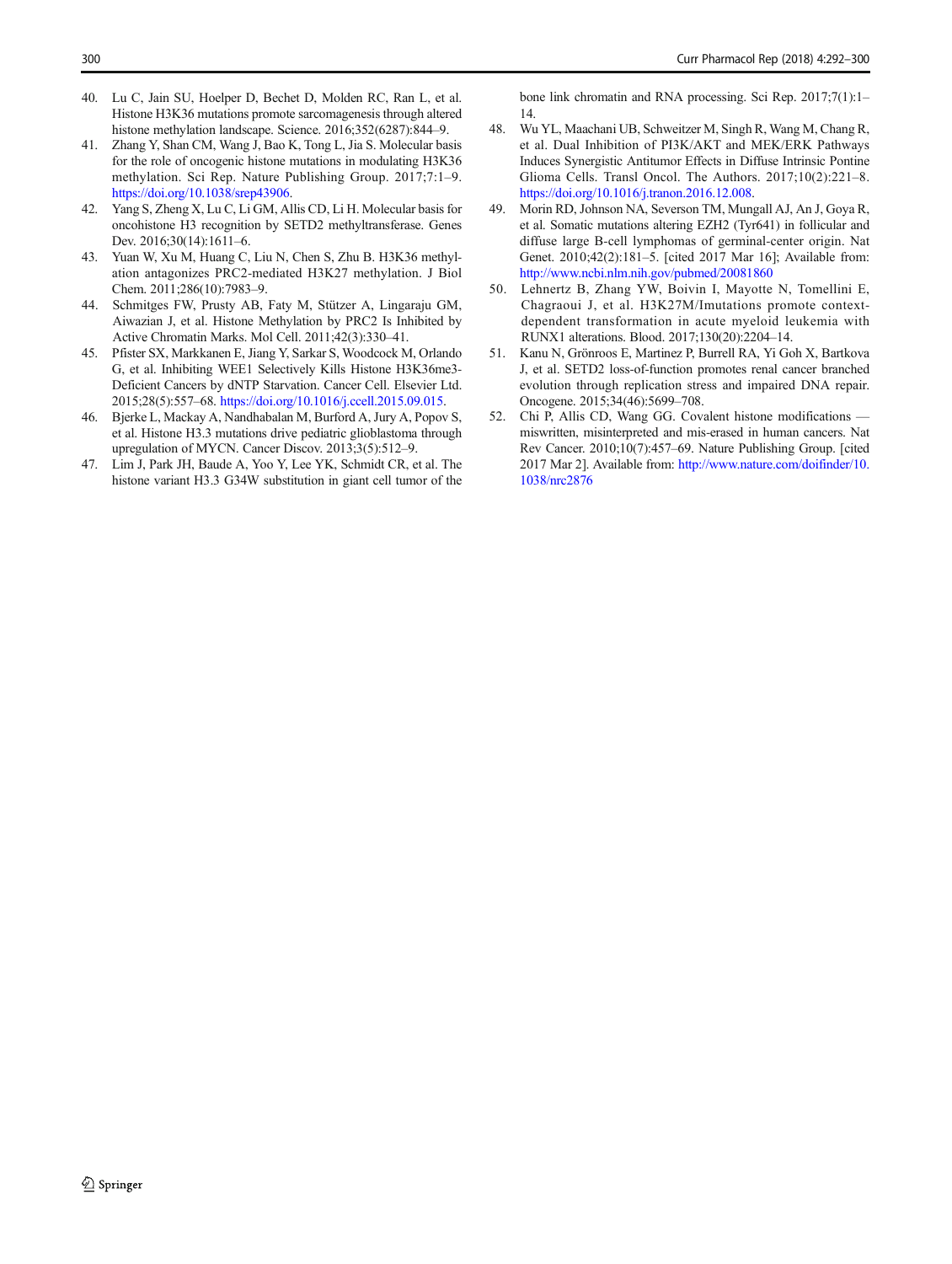40. Lu C, Jain SU, Hoelper D, Bechet D, Molden RC, Ran L, et al. Histone H3K36 mutations promote sarcomagenesis through altered histone methylation landscape. Science. 2016;352(6287):844–9.
41. Zhang Y, Shan CM, Wang J, Bao K, Tong L, Jia S. Molecular basis for the role of oncogenic histone mutations in modulating H3K36 methylation. Sci Rep. Nature Publishing Group. 2017;7:1–9. https://doi.org/10.1038/srep43906.
42. Yang S, Zheng X, Lu C, Li GM, Allis CD, Li H. Molecular basis for oncohistone H3 recognition by SETD2 methyltransferase. Genes Dev. 2016;30(14):1611–6.
43. Yuan W, Xu M, Huang C, Liu N, Chen S, Zhu B. H3K36 methylation antagonizes PRC2-mediated H3K27 methylation. J Biol Chem. 2011;286(10):7983–9.
44. Schmitges FW, Prusty AB, Faty M, Stützer A, Lingaraju GM, Aiwazian J, et al. Histone Methylation by PRC2 Is Inhibited by Active Chromatin Marks. Mol Cell. 2011;42(3):330–41.
45. Pfister SX, Markkanen E, Jiang Y, Sarkar S, Woodcock M, Orlando G, et al. Inhibiting WEE1 Selectively Kills Histone H3K36me3-Deficient Cancers by dNTP Starvation. Cancer Cell. Elsevier Ltd. 2015;28(5):557–68. https://doi.org/10.1016/j.ccell.2015.09.015.
46. Bjerke L, Mackay A, Nandhabalan M, Burford A, Jury A, Popov S, et al. Histone H3.3 mutations drive pediatric glioblastoma through upregulation of MYCN. Cancer Discov. 2013;3(5):512–9.
47. Lim J, Park JH, Baude A, Yoo Y, Lee YK, Schmidt CR, et al. The histone variant H3.3 G34W substitution in giant cell tumor of the bone link chromatin and RNA processing. Sci Rep. 2017;7(1):1–14.
48. Wu YL, Maachani UB, Schweitzer M, Singh R, Wang M, Chang R, et al. Dual Inhibition of PI3K/AKT and MEK/ERK Pathways Induces Synergistic Antitumor Effects in Diffuse Intrinsic Pontine Glioma Cells. Transl Oncol. The Authors. 2017;10(2):221–8. https://doi.org/10.1016/j.tranon.2016.12.008.
49. Morin RD, Johnson NA, Severson TM, Mungall AJ, An J, Goya R, et al. Somatic mutations altering EZH2 (Tyr641) in follicular and diffuse large B-cell lymphomas of germinal-center origin. Nat Genet. 2010;42(2):181–5. [cited 2017 Mar 16]; Available from: http://www.ncbi.nlm.nih.gov/pubmed/20081860
50. Lehnertz B, Zhang YW, Boivin I, Mayotte N, Tomellini E, Chagraoui J, et al. H3K27M/Imutations promote context-dependent transformation in acute myeloid leukemia with RUNX1 alterations. Blood. 2017;130(20):2204–14.
51. Kanu N, Grönroos E, Martinez P, Burrell RA, Yi Goh X, Bartkova J, et al. SETD2 loss-of-function promotes renal cancer branched evolution through replication stress and impaired DNA repair. Oncogene. 2015;34(46):5699–708.
52. Chi P, Allis CD, Wang GG. Covalent histone modifications — miswritten, misinterpreted and mis-erased in human cancers. Nat Rev Cancer. 2010;10(7):457–69. Nature Publishing Group. [cited 2017 Mar 2]. Available from: http://www.nature.com/doifinder/10.1038/nrc2876